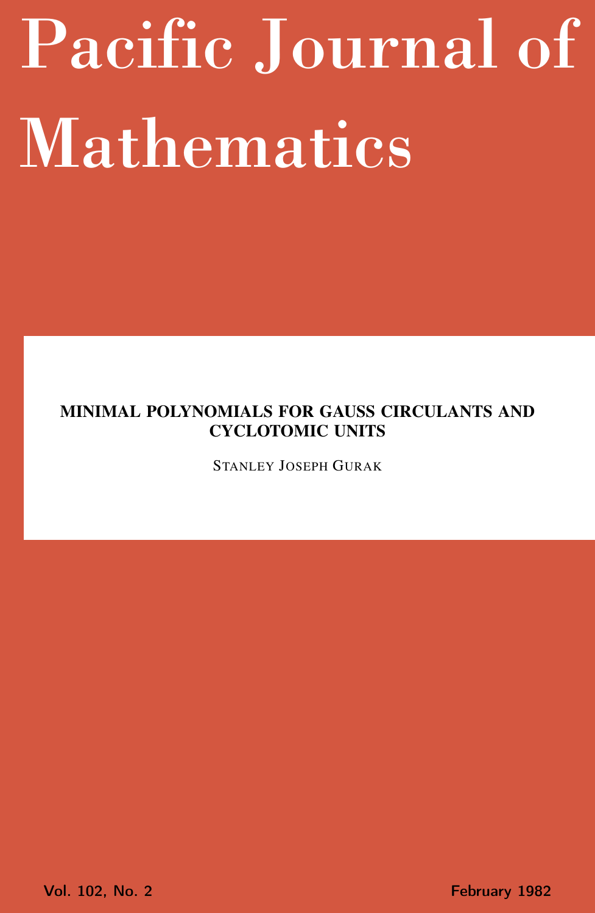# Pacific Journal of Mathematics

## MINIMAL POLYNOMIALS FOR GAUSS CIRCULANTS AND CYCLOTOMIC UNITS

STANLEY JOSEPH GURAK

Vol. 102, No. 2 February 1982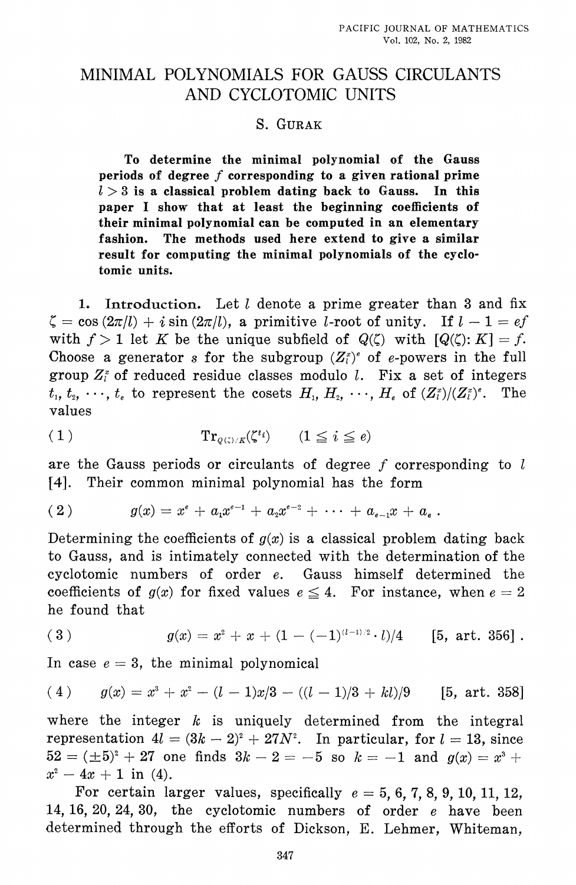# MINIMAL POLYNOMIALS FOR GAUSS CIRCULANTS AND CYCLOTOMIC UNITS

S. GURAK

**To determine the minimal polynomial of the Gauss periods of degree $f$ corresponding to a given rational prime $l > 3$ is a classical problem dating back to Gauss. In this paper I show that at least the beginning coefficients of their minimal polynomial can be computed in an elementary fashion. The methods used here extend to give a similar result for computing the minimal polynomials of the cyclotomic units.**

**1. Introduction.** Let $l$ denote a prime greater than 3 and fix $\zeta = \cos(2\pi/l) + i \sin(2\pi/l)$, a primitive $l$-root of unity. If $l - 1 = ef$ with $f > 1$ let $K$ be the unique subfield of $Q(\zeta)$ with $[Q(\zeta): K] = f$. Choose a generator $s$ for the subgroup $(Z_l^x)^e$ of $e$-powers in the full group $Z_l^x$ of reduced residue classes modulo $l$. Fix a set of integers $t_1, t_2, \cdots, t_e$ to represent the cosets $H_1, H_2, \cdots, H_e$ of $(Z_l^x)/(Z_l^x)^e$. The values

$$\text{Tr}_{Q(\zeta)/K}(\zeta^{t_i}) \qquad (1 \leqq i \leqq e) \tag{1}$$

are the Gauss periods or circulants of degree $f$ corresponding to $l$ [4]. Their common minimal polynomial has the form

$$g(x) = x^e + a_1 x^{e-1} + a_2 x^{e-2} + \cdots + a_{e-1} x + a_e \; . \tag{2}$$

Determining the coefficients of $g(x)$ is a classical problem dating back to Gauss, and is intimately connected with the determination of the cyclotomic numbers of order $e$. Gauss himself determined the coefficients of $g(x)$ for fixed values $e \leqq 4$. For instance, when $e = 2$ he found that

$$g(x) = x^2 + x + (1 - (-1)^{(l-1)/2} \cdot l)/4 \qquad [5, \text{ art. } 356] \; . \tag{3}$$

In case $e = 3$, the minimal polynomical

$$g(x) = x^3 + x^2 - (l-1)x/3 - ((l-1)/3 + kl)/9 \qquad [5, \text{ art. } 358] \tag{4}$$

where the integer $k$ is uniquely determined from the integral representation $4l = (3k-2)^2 + 27N^2$. In particular, for $l = 13$, since $52 = (\pm 5)^2 + 27$ one finds $3k - 2 = -5$ so $k = -1$ and $g(x) = x^3 + x^2 - 4x + 1$ in (4).

For certain larger values, specifically $e = 5, 6, 7, 8, 9, 10, 11, 12, 14, 16, 20, 24, 30,$ the cyclotomic numbers of order $e$ have been determined through the efforts of Dickson, E. Lehmer, Whiteman,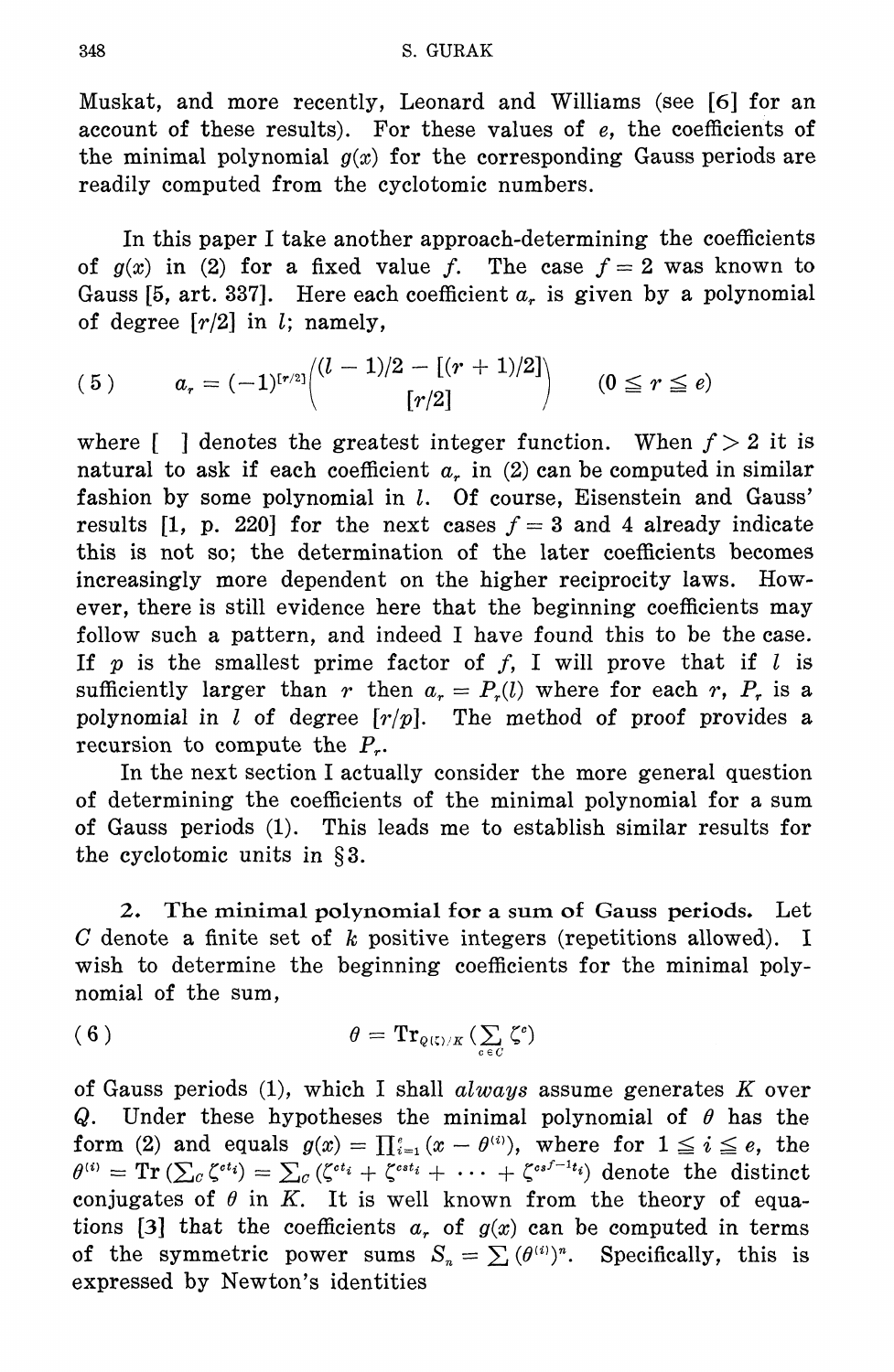Muskat, and more recently, Leonard and Williams (see [6] for an account of these results). For these values of $e$, the coefficients of the minimal polynomial $g(x)$ for the corresponding Gauss periods are readily computed from the cyclotomic numbers.

In this paper I take another approach-determining the coefficients of $g(x)$ in (2) for a fixed value $f$. The case $f = 2$ was known to Gauss [5, art. 337]. Here each coefficient $a_r$ is given by a polynomial of degree $[r/2]$ in $l$; namely,

$$a_r = (-1)^{[r/2]}\binom{(l-1)/2 - [(r+1)/2]}{[r/2]} \qquad (0 \leqq r \leqq e) \tag{5}$$

where [ ] denotes the greatest integer function. When $f > 2$ it is natural to ask if each coefficient $a_r$ in (2) can be computed in similar fashion by some polynomial in $l$. Of course, Eisenstein and Gauss' results [1, p. 220] for the next cases $f = 3$ and 4 already indicate this is not so; the determination of the later coefficients becomes increasingly more dependent on the higher reciprocity laws. However, there is still evidence here that the beginning coefficients may follow such a pattern, and indeed I have found this to be the case. If $p$ is the smallest prime factor of $f$, I will prove that if $l$ is sufficiently larger than $r$ then $a_r = P_r(l)$ where for each $r$, $P_r$ is a polynomial in $l$ of degree $[r/p]$. The method of proof provides a recursion to compute the $P_r$.

In the next section I actually consider the more general question of determining the coefficients of the minimal polynomial for a sum of Gauss periods (1). This leads me to establish similar results for the cyclotomic units in §3.

## 2. The minimal polynomial for a sum of Gauss periods.

Let $C$ denote a finite set of $k$ positive integers (repetitions allowed). I wish to determine the beginning coefficients for the minimal polynomial of the sum,

$$\theta = \mathrm{Tr}_{Q(\zeta)/K}\left(\sum_{c \in C} \zeta^c\right) \tag{6}$$

of Gauss periods (1), which I shall *always* assume generates $K$ over $Q$. Under these hypotheses the minimal polynomial of $\theta$ has the form (2) and equals $g(x) = \prod_{i=1}^{e}(x - \theta^{(i)})$, where for $1 \leqq i \leqq e$, the $\theta^{(i)} = \mathrm{Tr}\left(\sum_C \zeta^{ct_i}\right) = \sum_C (\zeta^{ct_i} + \zeta^{cst_i} + \cdots + \zeta^{cs^{f-1}t_i})$ denote the distinct conjugates of $\theta$ in $K$. It is well known from the theory of equations [3] that the coefficients $a_r$ of $g(x)$ can be computed in terms of the symmetric power sums $S_n = \sum (\theta^{(i)})^n$. Specifically, this is expressed by Newton's identities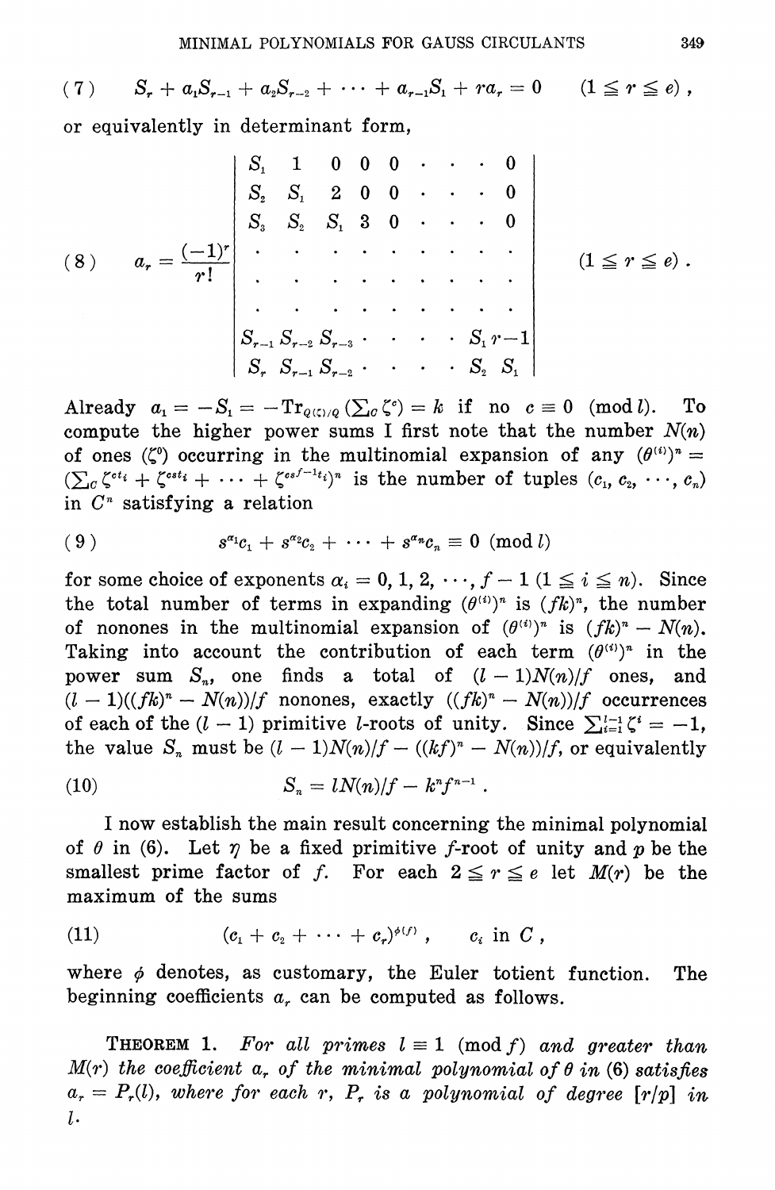$$(7) \qquad S_r + a_1 S_{r-1} + a_2 S_{r-2} + \cdots + a_{r-1} S_1 + r a_r = 0 \qquad (1 \leqq r \leqq e) ,$$

or equivalently in determinant form,

$$(8) \qquad a_r = \frac{(-1)^r}{r!} \begin{vmatrix} S_1 & 1 & 0 & 0 & 0 & \cdot & \cdot & \cdot & 0 \\ S_2 & S_1 & 2 & 0 & 0 & \cdot & \cdot & \cdot & 0 \\ S_3 & S_2 & S_1 & 3 & 0 & \cdot & \cdot & \cdot & 0 \\ \cdot & \cdot & \cdot & \cdot & \cdot & \cdot & \cdot & \cdot & \cdot \\ \cdot & \cdot & \cdot & \cdot & \cdot & \cdot & \cdot & \cdot & \cdot \\ \cdot & \cdot & \cdot & \cdot & \cdot & \cdot & \cdot & \cdot & \cdot \\ S_{r-1} & S_{r-2} & S_{r-3} & \cdot & \cdot & \cdot & \cdot & S_1 & r-1 \\ S_r & S_{r-1} & S_{r-2} & \cdot & \cdot & \cdot & \cdot & S_2 & S_1 \end{vmatrix} \qquad (1 \leqq r \leqq e) .$$

Already $a_1 = -S_1 = -\mathrm{Tr}_{Q(\zeta)/Q}(\sum_C \zeta^c) = k$ if no $c \equiv 0 \pmod{l}$. To compute the higher power sums I first note that the number $N(n)$ of ones ($\zeta^0$) occurring in the multinomial expansion of any $(\theta^{(i)})^n = (\sum_C \zeta^{ct_i} + \zeta^{cst_i} + \cdots + \zeta^{cs^{f-1}t_i})^n$ is the number of tuples $(c_1, c_2, \cdots, c_n)$ in $C^n$ satisfying a relation

$$(9) \qquad s^{\alpha_1} c_1 + s^{\alpha_2} c_2 + \cdots + s^{\alpha_n} c_n \equiv 0 \pmod{l}$$

for some choice of exponents $\alpha_i = 0, 1, 2, \cdots, f-1$ $(1 \leqq i \leqq n)$. Since the total number of terms in expanding $(\theta^{(i)})^n$ is $(fk)^n$, the number of nonones in the multinomial expansion of $(\theta^{(i)})^n$ is $(fk)^n - N(n)$. Taking into account the contribution of each term $(\theta^{(i)})^n$ in the power sum $S_n$, one finds a total of $(l-1)N(n)/f$ ones, and $(l-1)((fk)^n - N(n))/f$ nonones, exactly $((fk)^n - N(n))/f$ occurrences of each of the $(l-1)$ primitive $l$-roots of unity. Since $\sum_{i=1}^{l-1} \zeta^i = -1$, the value $S_n$ must be $(l-1)N(n)/f - ((kf)^n - N(n))/f$, or equivalently

$$(10) \qquad S_n = lN(n)/f - k^n f^{n-1} .$$

I now establish the main result concerning the minimal polynomial of $\theta$ in (6). Let $\eta$ be a fixed primitive $f$-root of unity and $p$ be the smallest prime factor of $f$. For each $2 \leqq r \leqq e$ let $M(r)$ be the maximum of the sums

$$(11) \qquad (c_1 + c_2 + \cdots + c_r)^{\phi(f)} , \qquad c_i \text{ in } C ,$$

where $\phi$ denotes, as customary, the Euler totient function. The beginning coefficients $a_r$ can be computed as follows.

**THEOREM 1.** *For all primes $l \equiv 1 \pmod{f}$ and greater than $M(r)$ the coefficient $a_r$ of the minimal polynomial of $\theta$ in (6) satisfies $a_r = P_r(l)$, where for each $r$, $P_r$ is a polynomial of degree $[r/p]$ in $l$.*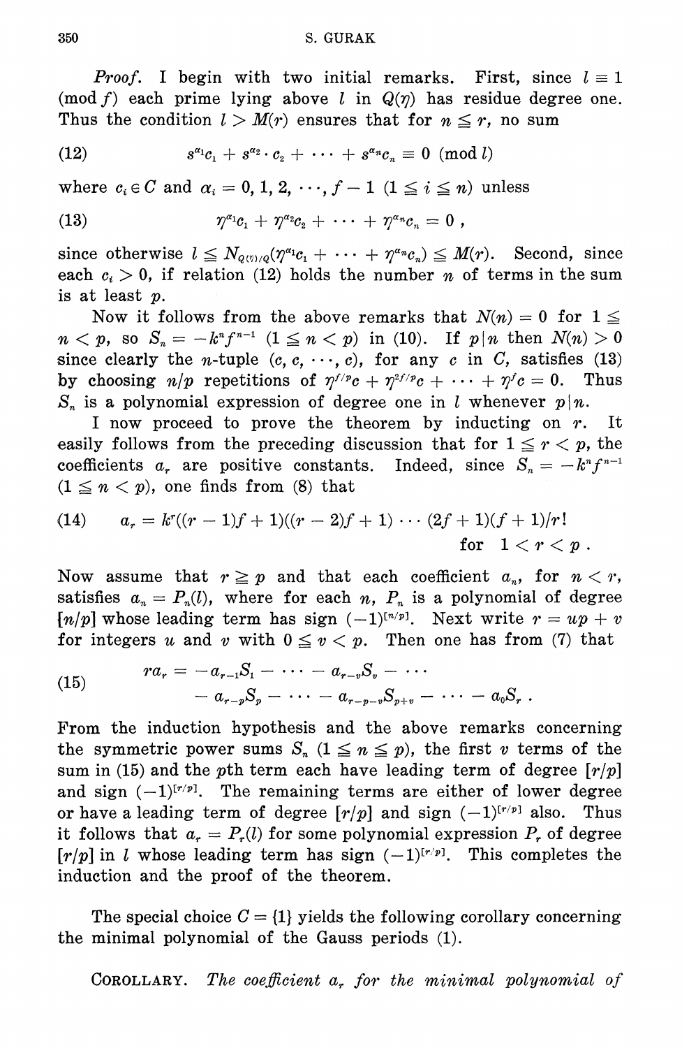*Proof.* I begin with two initial remarks. First, since $l \equiv 1 \pmod f$ each prime lying above $l$ in $Q(\eta)$ has residue degree one. Thus the condition $l > M(r)$ ensures that for $n \leqq r$, no sum

$$s^{\alpha_1}c_1 + s^{\alpha_2} \cdot c_2 + \cdots + s^{\alpha_n}c_n \equiv 0 \pmod l \tag{12}$$

where $c_i \in C$ and $\alpha_i = 0, 1, 2, \cdots, f-1$ $(1 \leqq i \leqq n)$ unless

$$\eta^{\alpha_1}c_1 + \eta^{\alpha_2}c_2 + \cdots + \eta^{\alpha_n}c_n = 0\,, \tag{13}$$

since otherwise $l \leqq N_{Q(\eta)/Q}(\eta^{\alpha_1}c_1 + \cdots + \eta^{\alpha_n}c_n) \leqq M(r)$. Second, since each $c_i > 0$, if relation (12) holds the number $n$ of terms in the sum is at least $p$.

Now it follows from the above remarks that $N(n) = 0$ for $1 \leqq n < p$, so $S_n = -k^n f^{n-1}$ $(1 \leqq n < p)$ in (10). If $p | n$ then $N(n) > 0$ since clearly the $n$-tuple $(c, c, \cdots, c)$, for any $c$ in $C$, satisfies (13) by choosing $n/p$ repetitions of $\eta^{f/p}c + \eta^{2f/p}c + \cdots + \eta^{f}c = 0$. Thus $S_n$ is a polynomial expression of degree one in $l$ whenever $p | n$.

I now proceed to prove the theorem by inducting on $r$. It easily follows from the preceding discussion that for $1 \leqq r < p$, the coefficients $a_r$ are positive constants. Indeed, since $S_n = -k^n f^{n-1}$ $(1 \leqq n < p)$, one finds from (8) that

$$a_r = k^r((r-1)f+1)((r-2)f+1) \cdots (2f+1)(f+1)/r! \quad \text{for} \quad 1 < r < p\,. \tag{14}$$

Now assume that $r \geqq p$ and that each coefficient $a_n$, for $n < r$, satisfies $a_n = P_n(l)$, where for each $n$, $P_n$ is a polynomial of degree $[n/p]$ whose leading term has sign $(-1)^{[n/p]}$. Next write $r = up + v$ for integers $u$ and $v$ with $0 \leqq v < p$. Then one has from (7) that

$$\begin{aligned} ra_r = &-a_{r-1}S_1 - \cdots - a_{r-v}S_v - \cdots \\ &- a_{r-p}S_p - \cdots - a_{r-p-v}S_{p+v} - \cdots - a_0 S_r\,. \end{aligned} \tag{15}$$

From the induction hypothesis and the above remarks concerning the symmetric power sums $S_n$ $(1 \leqq n \leqq p)$, the first $v$ terms of the sum in (15) and the $p$th term each have leading term of degree $[r/p]$ and sign $(-1)^{[r/p]}$. The remaining terms are either of lower degree or have a leading term of degree $[r/p]$ and sign $(-1)^{[r/p]}$ also. Thus it follows that $a_r = P_r(l)$ for some polynomial expression $P_r$ of degree $[r/p]$ in $l$ whose leading term has sign $(-1)^{[r/p]}$. This completes the induction and the proof of the theorem.

The special choice $C = \{1\}$ yields the following corollary concerning the minimal polynomial of the Gauss periods (1).

COROLLARY. *The coefficient $a_r$ for the minimal polynomial of*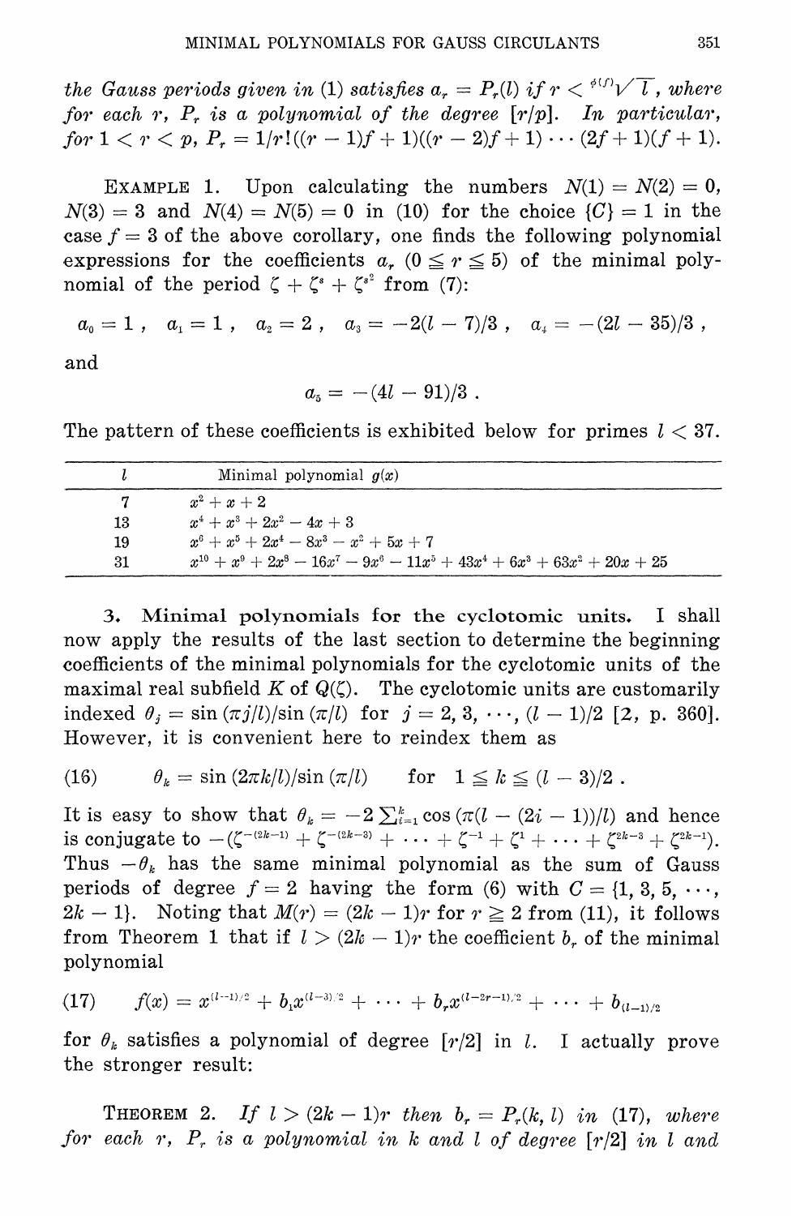the Gauss periods given in (1) satisfies $a_r = P_r(l)$ if $r < {}^{\phi(f)}\sqrt{l}$, where for each $r$, $P_r$ is a polynomial of the degree $[r/p]$. In particular, for $1 < r < p$, $P_r = 1/r!((r-1)f+1)((r-2)f+1)\cdots(2f+1)(f+1)$.

EXAMPLE 1. Upon calculating the numbers $N(1) = N(2) = 0$, $N(3) = 3$ and $N(4) = N(5) = 0$ in (10) for the choice $\{C\} = 1$ in the case $f = 3$ of the above corollary, one finds the following polynomial expressions for the coefficients $a_r$ $(0 \leqq r \leqq 5)$ of the minimal polynomial of the period $\zeta + \zeta^s + \zeta^{s^2}$ from (7):

$$a_0 = 1\,, \quad a_1 = 1\,, \quad a_2 = 2\,, \quad a_3 = -2(l-7)/3\,, \quad a_4 = -(2l-35)/3\,,$$

and

$$a_5 = -(4l-91)/3\,.$$

The pattern of these coefficients is exhibited below for primes $l < 37$.

| $l$ | Minimal polynomial $g(x)$ |
|---|---|
| 7 | $x^2 + x + 2$ |
| 13 | $x^4 + x^3 + 2x^2 - 4x + 3$ |
| 19 | $x^6 + x^5 + 2x^4 - 8x^3 - x^2 + 5x + 7$ |
| 31 | $x^{10} + x^9 + 2x^8 - 16x^7 - 9x^6 - 11x^5 + 43x^4 + 6x^3 + 63x^2 + 20x + 25$ |

## 3. Minimal polynomials for the cyclotomic units.

I shall now apply the results of the last section to determine the beginning coefficients of the minimal polynomials for the cyclotomic units of the maximal real subfield $K$ of $Q(\zeta)$. The cyclotomic units are customarily indexed $\theta_j = \sin(\pi j/l)/\sin(\pi/l)$ for $j = 2, 3, \cdots, (l-1)/2$ [2, p. 360]. However, it is convenient here to reindex them as

$$\theta_k = \sin(2\pi k/l)/\sin(\pi/l) \qquad \text{for} \quad 1 \leqq k \leqq (l-3)/2\,. \tag{16}$$

It is easy to show that $\theta_k = -2\sum_{i=1}^{k}\cos(\pi(l-(2i-1))/l)$ and hence is conjugate to $-(\zeta^{-(2k-1)} + \zeta^{-(2k-3)} + \cdots + \zeta^{-1} + \zeta^{1} + \cdots + \zeta^{2k-3} + \zeta^{2k-1})$. Thus $-\theta_k$ has the same minimal polynomial as the sum of Gauss periods of degree $f = 2$ having the form (6) with $C = \{1, 3, 5, \cdots, 2k-1\}$. Noting that $M(r) = (2k-1)r$ for $r \geqq 2$ from (11), it follows from Theorem 1 that if $l > (2k-1)r$ the coefficient $b_r$ of the minimal polynomial

$$f(x) = x^{(l-1)/2} + b_1 x^{(l-3)/2} + \cdots + b_r x^{(l-2r-1)/2} + \cdots + b_{(l-1)/2} \tag{17}$$

for $\theta_k$ satisfies a polynomial of degree $[r/2]$ in $l$. I actually prove the stronger result:

THEOREM 2. *If $l > (2k-1)r$ then $b_r = P_r(k, l)$ in (17), where for each $r$, $P_r$ is a polynomial in $k$ and $l$ of degree $[r/2]$ in $l$ and*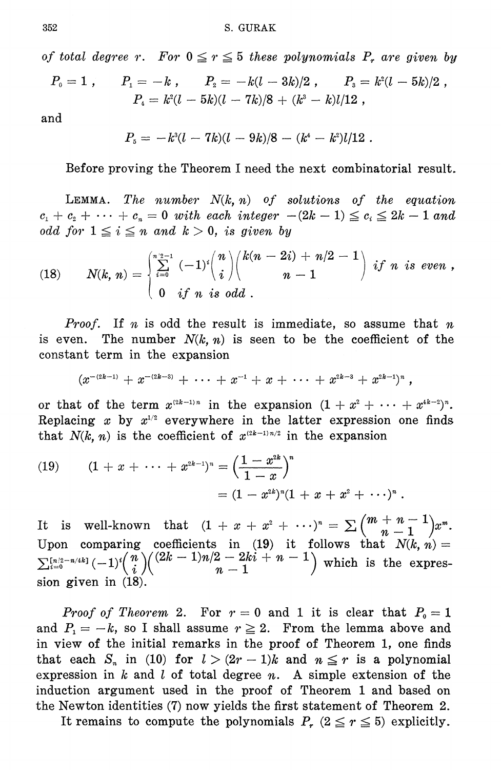*of total degree $r$. For $0 \leqq r \leqq 5$ these polynomials $P_r$ are given by*

$$P_0 = 1\,, \qquad P_1 = -k\,, \qquad P_2 = -k(l-3k)/2\,, \qquad P_3 = k^2(l-5k)/2\,,$$
$$P_4 = k^2(l-5k)(l-7k)/8 + (k^3-k)l/12\,,$$

and

$$P_5 = -k^3(l-7k)(l-9k)/8 - (k^4-k^2)l/12\,.$$

Before proving the Theorem I need the next combinatorial result.

LEMMA. *The number $N(k, n)$ of solutions of the equation $c_1 + c_2 + \cdots + c_n = 0$ with each integer $-(2k-1) \leqq c_i \leqq 2k-1$ and odd for $1 \leqq i \leqq n$ and $k > 0$, is given by*

$$N(k, n) = \begin{cases} \sum_{i=0}^{n/2-1} (-1)^i \binom{n}{i} \binom{k(n-2i)+n/2-1}{n-1} & \text{if } n \text{ is even}\,, \\ 0 \quad \text{if } n \text{ is odd}\,. \end{cases} \tag{18}$$

*Proof.* If $n$ is odd the result is immediate, so assume that $n$ is even. The number $N(k, n)$ is seen to be the coefficient of the constant term in the expansion

$$(x^{-(2k-1)} + x^{-(2k-3)} + \cdots + x^{-1} + x + \cdots + x^{2k-3} + x^{2k-1})^n\,,$$

or that of the term $x^{(2k-1)n}$ in the expansion $(1 + x^2 + \cdots + x^{4k-2})^n$. Replacing $x$ by $x^{1/2}$ everywhere in the latter expression one finds that $N(k, n)$ is the coefficient of $x^{(2k-1)n/2}$ in the expansion

$$\begin{aligned}(1 + x + \cdots + x^{2k-1})^n &= \left(\frac{1-x^{2k}}{1-x}\right)^n \\ &= (1-x^{2k})^n(1 + x + x^2 + \cdots)^n\,.\end{aligned} \tag{19}$$

It is well-known that $(1 + x + x^2 + \cdots)^n = \sum \binom{m+n-1}{n-1} x^m$. Upon comparing coefficients in (19) it follows that $N(k, n) = \sum_{i=0}^{[n/2-n/4k]} (-1)^i \binom{n}{i} \binom{(2k-1)n/2 - 2ki + n - 1}{n-1}$ which is the expression given in (18).

*Proof of Theorem* 2. For $r = 0$ and 1 it is clear that $P_0 = 1$ and $P_1 = -k$, so I shall assume $r \geqq 2$. From the lemma above and in view of the initial remarks in the proof of Theorem 1, one finds that each $S_n$ in (10) for $l > (2r-1)k$ and $n \leqq r$ is a polynomial expression in $k$ and $l$ of total degree $n$. A simple extension of the induction argument used in the proof of Theorem 1 and based on the Newton identities (7) now yields the first statement of Theorem 2.

It remains to compute the polynomials $P_r$ $(2 \leqq r \leqq 5)$ explicitly.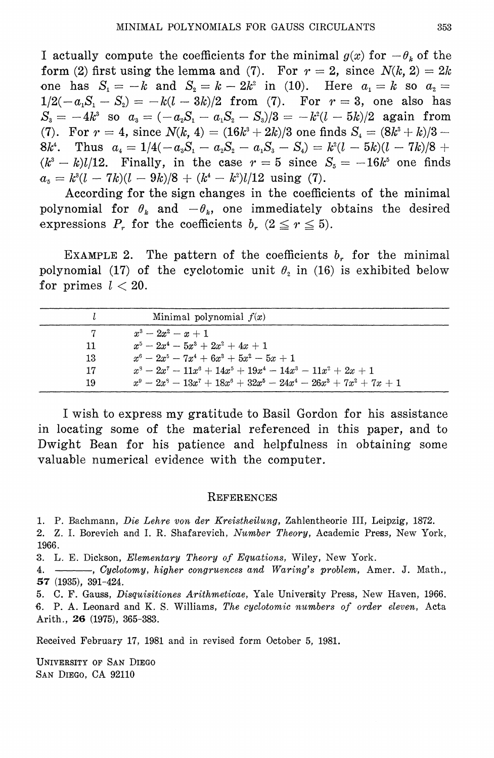I actually compute the coefficients for the minimal $g(x)$ for $-\theta_k$ of the form (2) first using the lemma and (7). For $r = 2$, since $N(k, 2) = 2k$ one has $S_1 = -k$ and $S_2 = k - 2k^2$ in (10). Here $a_1 = k$ so $a_2 = 1/2(-a_1 S_1 - S_2) = -k(l - 3k)/2$ from (7). For $r = 3$, one also has $S_3 = -4k^3$ so $a_3 = (-a_2 S_1 - a_1 S_2 - S_3)/3 = -k^2(l - 5k)/2$ again from (7). For $r = 4$, since $N(k, 4) = (16k^3 + 2k)/3$ one finds $S_4 = (8k^3 + k)/3 - 8k^4$. Thus $a_4 = 1/4(-a_3 S_1 - a_2 S_2 - a_1 S_3 - S_4) = k^2(l - 5k)(l - 7k)/8 + (k^3 - k)l/12$. Finally, in the case $r = 5$ since $S_5 = -16k^5$ one finds $a_5 = k^3(l - 7k)(l - 9k)/8 + (k^4 - k^2)l/12$ using (7).

According for the sign changes in the coefficients of the minimal polynomial for $\theta_k$ and $-\theta_k$, one immediately obtains the desired expressions $P_r$ for the coefficients $b_r$ $(2 \leq r \leq 5)$.

EXAMPLE 2. The pattern of the coefficients $b_r$ for the minimal polynomial (17) of the cyclotomic unit $\theta_2$ in (16) is exhibited below for primes $l < 20$.

| $l$ | Minimal polynomial $f(x)$ |
|---|---|
| 7 | $x^3 - 2x^2 - x + 1$ |
| 11 | $x^5 - 2x^4 - 5x^3 + 2x^2 + 4x + 1$ |
| 13 | $x^6 - 2x^5 - 7x^4 + 6x^3 + 5x^2 - 5x + 1$ |
| 17 | $x^8 - 2x^7 - 11x^6 + 14x^5 + 19x^4 - 14x^3 - 11x^2 + 2x + 1$ |
| 19 | $x^9 - 2x^8 - 13x^7 + 18x^6 + 32x^5 - 24x^4 - 26x^3 + 7x^2 + 7x + 1$ |

I wish to express my gratitude to Basil Gordon for his assistance in locating some of the material referenced in this paper, and to Dwight Bean for his patience and helpfulness in obtaining some valuable numerical evidence with the computer.

## REFERENCES

1. P. Bachmann, *Die Lehre von der Kreistheilung*, Zahlentheorie III, Leipzig, 1872.
2. Z. I. Borevich and I. R. Shafarevich, *Number Theory*, Academic Press, New York, 1966.
3. L. E. Dickson, *Elementary Theory of Equations*, Wiley, New York.
4. ———, *Cyclotomy, higher congruences and Waring's problem*, Amer. J. Math., **57** (1935), 391-424.
5. C. F. Gauss, *Disquisitiones Arithmeticae*, Yale University Press, New Haven, 1966.
6. P. A. Leonard and K. S. Williams, *The cyclotomic numbers of order eleven*, Acta Arith., **26** (1975), 365-383.

Received February 17, 1981 and in revised form October 5, 1981.

UNIVERSITY OF SAN DIEGO
SAN DIEGO, CA 92110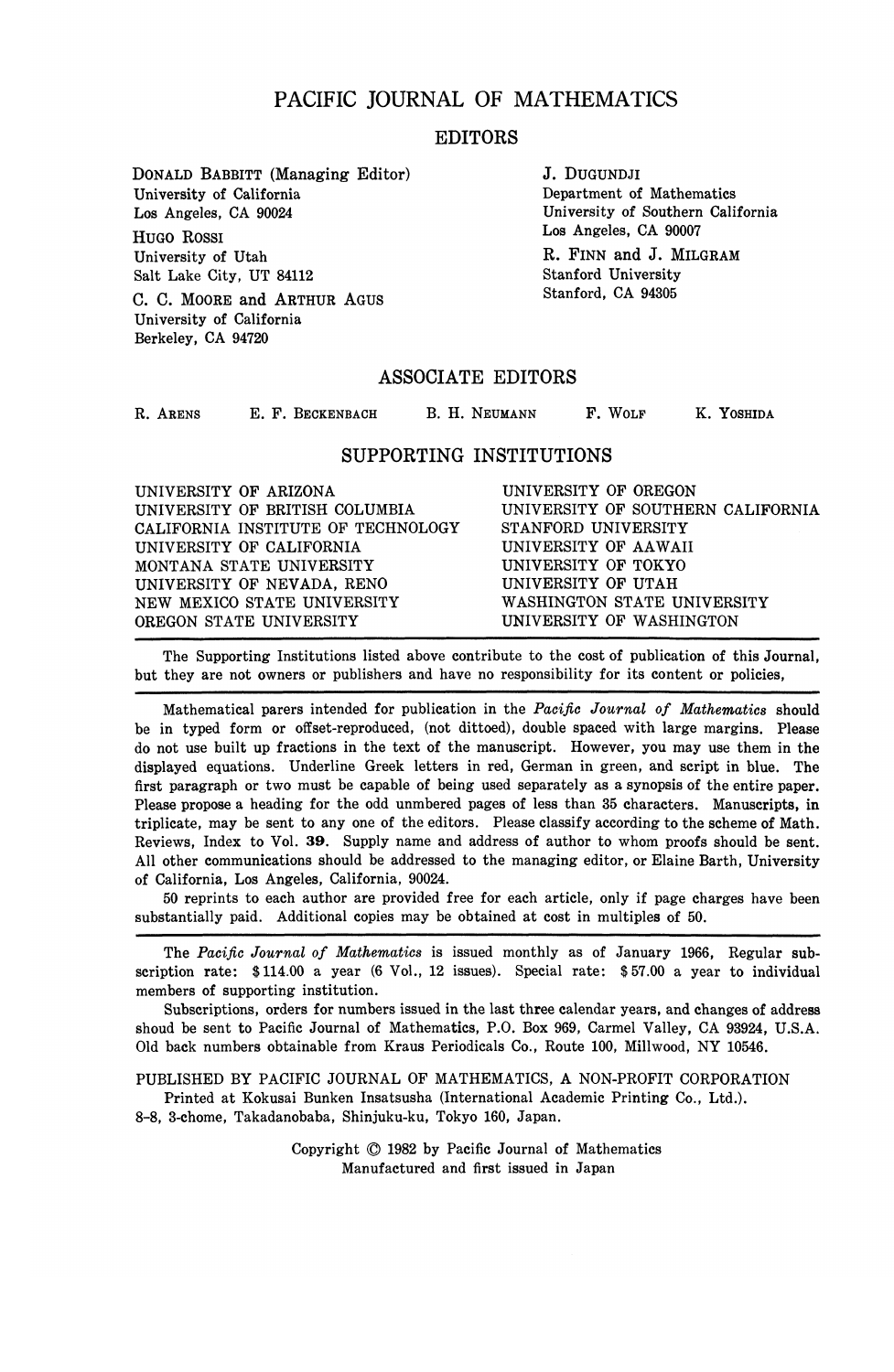# PACIFIC JOURNAL OF MATHEMATICS

## EDITORS

DONALD BABBITT (Managing Editor)
University of California
Los Angeles, CA 90024

HUGO ROSSI
University of Utah
Salt Lake City, UT 84112

C. C. MOORE and ARTHUR AGUS
University of California
Berkeley, CA 94720

J. DUGUNDJI
Department of Mathematics
University of Southern California
Los Angeles, CA 90007

R. FINN and J. MILGRAM
Stanford University
Stanford, CA 94305

## ASSOCIATE EDITORS

R. ARENS E. F. BECKENBACH B. H. NEUMANN F. WOLF K. YOSHIDA

## SUPPORTING INSTITUTIONS

UNIVERSITY OF ARIZONA
UNIVERSITY OF BRITISH COLUMBIA
CALIFORNIA INSTITUTE OF TECHNOLOGY
UNIVERSITY OF CALIFORNIA
MONTANA STATE UNIVERSITY
UNIVERSITY OF NEVADA, RENO
NEW MEXICO STATE UNIVERSITY
OREGON STATE UNIVERSITY
UNIVERSITY OF OREGON
UNIVERSITY OF SOUTHERN CALIFORNIA
STANFORD UNIVERSITY
UNIVERSITY OF AAWAII
UNIVERSITY OF TOKYO
UNIVERSITY OF UTAH
WASHINGTON STATE UNIVERSITY
UNIVERSITY OF WASHINGTON

---

The Supporting Institutions listed above contribute to the cost of publication of this Journal, but they are not owners or publishers and have no responsibility for its content or policies,

---

Mathematical parers intended for publication in the *Pacific Journal of Mathematics* should be in typed form or offset-reproduced, (not dittoed), double spaced with large margins. Please do not use built up fractions in the text of the manuscript. However, you may use them in the displayed equations. Underline Greek letters in red, German in green, and script in blue. The first paragraph or two must be capable of being used separately as a synopsis of the entire paper. Please propose a heading for the odd unmbered pages of less than 35 characters. Manuscripts, in triplicate, may be sent to any one of the editors. Please classify according to the scheme of Math. Reviews, Index to Vol. **39**. Supply name and address of author to whom proofs should be sent. All other communications should be addressed to the managing editor, or Elaine Barth, University of California, Los Angeles, California, 90024.

50 reprints to each author are provided free for each article, only if page charges have been substantially paid. Additional copies may be obtained at cost in multiples of 50.

---

The *Pacific Journal of Mathematics* is issued monthly as of January 1966, Regular subscription rate: $114.00 a year (6 Vol., 12 issues). Special rate: $57.00 a year to individual members of supporting institution.

Subscriptions, orders for numbers issued in the last three calendar years, and changes of address shoud be sent to Pacific Journal of Mathematics, P.O. Box 969, Carmel Valley, CA 93924, U.S.A. Old back numbers obtainable from Kraus Periodicals Co., Route 100, Millwood, NY 10546.

PUBLISHED BY PACIFIC JOURNAL OF MATHEMATICS, A NON-PROFIT CORPORATION
Printed at Kokusai Bunken Insatsusha (International Academic Printing Co., Ltd.).
8-8, 3-chome, Takadanobaba, Shinjuku-ku, Tokyo 160, Japan.

Copyright © 1982 by Pacific Journal of Mathematics
Manufactured and first issued in Japan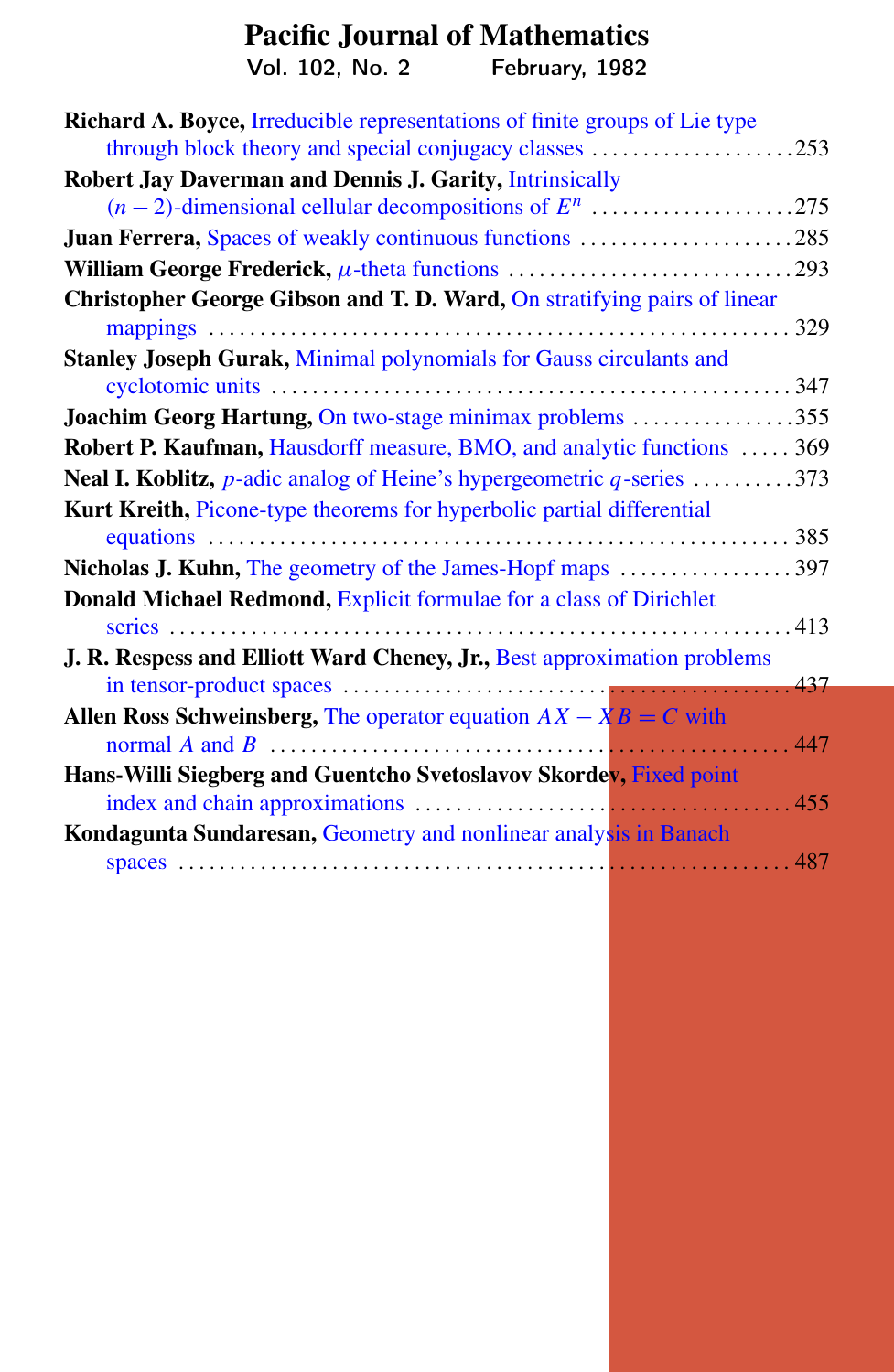# Pacific Journal of Mathematics

Vol. 102, No. 2 February, 1982

**Richard A. Boyce,** Irreducible representations of finite groups of Lie type through block theory and special conjugacy classes . . . . . 253

**Robert Jay Daverman and Dennis J. Garity,** Intrinsically $(n-2)$-dimensional cellular decompositions of $E^n$ . . . . . 275

**Juan Ferrera,** Spaces of weakly continuous functions . . . . . 285

**William George Frederick,** $\mu$-theta functions . . . . . 293

**Christopher George Gibson and T. D. Ward,** On stratifying pairs of linear mappings . . . . . 329

**Stanley Joseph Gurak,** Minimal polynomials for Gauss circulants and cyclotomic units . . . . . 347

**Joachim Georg Hartung,** On two-stage minimax problems . . . . . 355

**Robert P. Kaufman,** Hausdorff measure, BMO, and analytic functions . . . . . 369

**Neal I. Koblitz,** $p$-adic analog of Heine's hypergeometric $q$-series . . . . . 373

**Kurt Kreith,** Picone-type theorems for hyperbolic partial differential equations . . . . . 385

**Nicholas J. Kuhn,** The geometry of the James-Hopf maps . . . . . 397

**Donald Michael Redmond,** Explicit formulae for a class of Dirichlet series . . . . . 413

**J. R. Respess and Elliott Ward Cheney, Jr.,** Best approximation problems in tensor-product spaces . . . . . 437

**Allen Ross Schweinsberg,** The operator equation $AX - XB = C$ with normal $A$ and $B$ . . . . . 447

**Hans-Willi Siegberg and Guentcho Svetoslavov Skordev,** Fixed point index and chain approximations . . . . . 455

**Kondagunta Sundaresan,** Geometry and nonlinear analysis in Banach spaces . . . . . 487